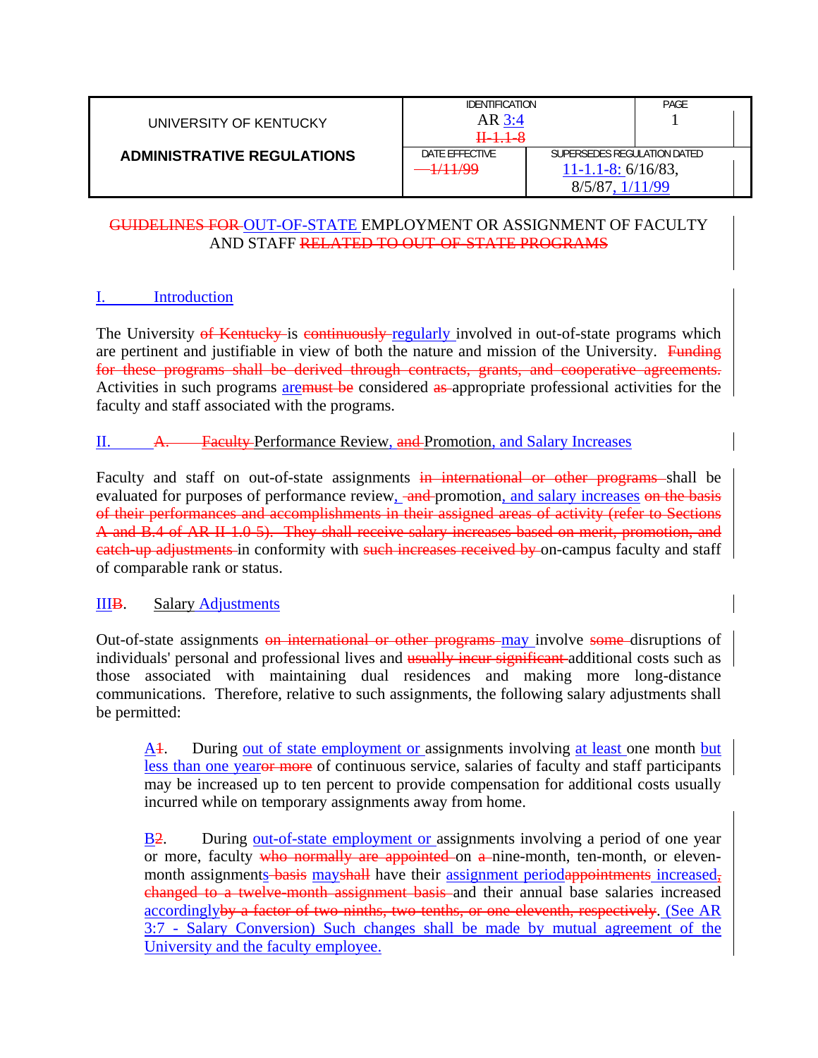| UNIVERSITY OF KENTUCKY | IDENTIFICATION | PAGE |
|---|---|---|
| **ADMINISTRATIVE REGULATIONS** | AR 3:4 ~~II-1.1-8~~ | 1 |
| | DATE EFFECTIVE ~~1/11/99~~ | SUPERSEDES REGULATION DATED 11-1.1-8: 6/16/83, 8/5/87, 1/11/99 |

## ~~GUIDELINES FOR~~ OUT-OF-STATE EMPLOYMENT OR ASSIGNMENT OF FACULTY AND STAFF ~~RELATED TO OUT-OF-STATE PROGRAMS~~

### I. Introduction

The University ~~of Kentucky~~ is ~~continuously~~ regularly involved in out-of-state programs which are pertinent and justifiable in view of both the nature and mission of the University. ~~Funding for these programs shall be derived through contracts, grants, and cooperative agreements.~~ Activities in such programs are~~must be~~ considered ~~as~~ appropriate professional activities for the faculty and staff associated with the programs.

### II. ~~A.~~ ~~Faculty~~ Performance Review, ~~and~~ Promotion, and Salary Increases

Faculty and staff on out-of-state assignments ~~in international or other programs~~ shall be evaluated for purposes of performance review, ~~and~~ promotion, and salary increases ~~on the basis of their performances and accomplishments in their assigned areas of activity (refer to Sections A and B.4 of AR II-1.0-5). They shall receive salary increases based on merit, promotion, and catch-up adjustments~~ in conformity with ~~such increases received by~~ on-campus faculty and staff of comparable rank or status.

### III~~B~~. Salary Adjustments

Out-of-state assignments ~~on international or other programs~~ may involve ~~some~~ disruptions of individuals' personal and professional lives and ~~usually incur significant~~ additional costs such as those associated with maintaining dual residences and making more long-distance communications. Therefore, relative to such assignments, the following salary adjustments shall be permitted:

A~~1~~. During out of state employment or assignments involving at least one month but less than one year~~or more~~ of continuous service, salaries of faculty and staff participants may be increased up to ten percent to provide compensation for additional costs usually incurred while on temporary assignments away from home.

B~~2~~. During out-of-state employment or assignments involving a period of one year or more, faculty ~~who normally are appointed~~ on ~~a~~ nine-month, ten-month, or eleven-month assignments~~basis~~ may~~shall~~ have their assignment period~~appointments~~ increased~~, changed to a twelve-month assignment basis~~ and their annual base salaries increased accordingly~~by a factor of two-ninths, two-tenths, or one-eleventh, respectively~~. (See AR 3:7 - Salary Conversion) Such changes shall be made by mutual agreement of the University and the faculty employee.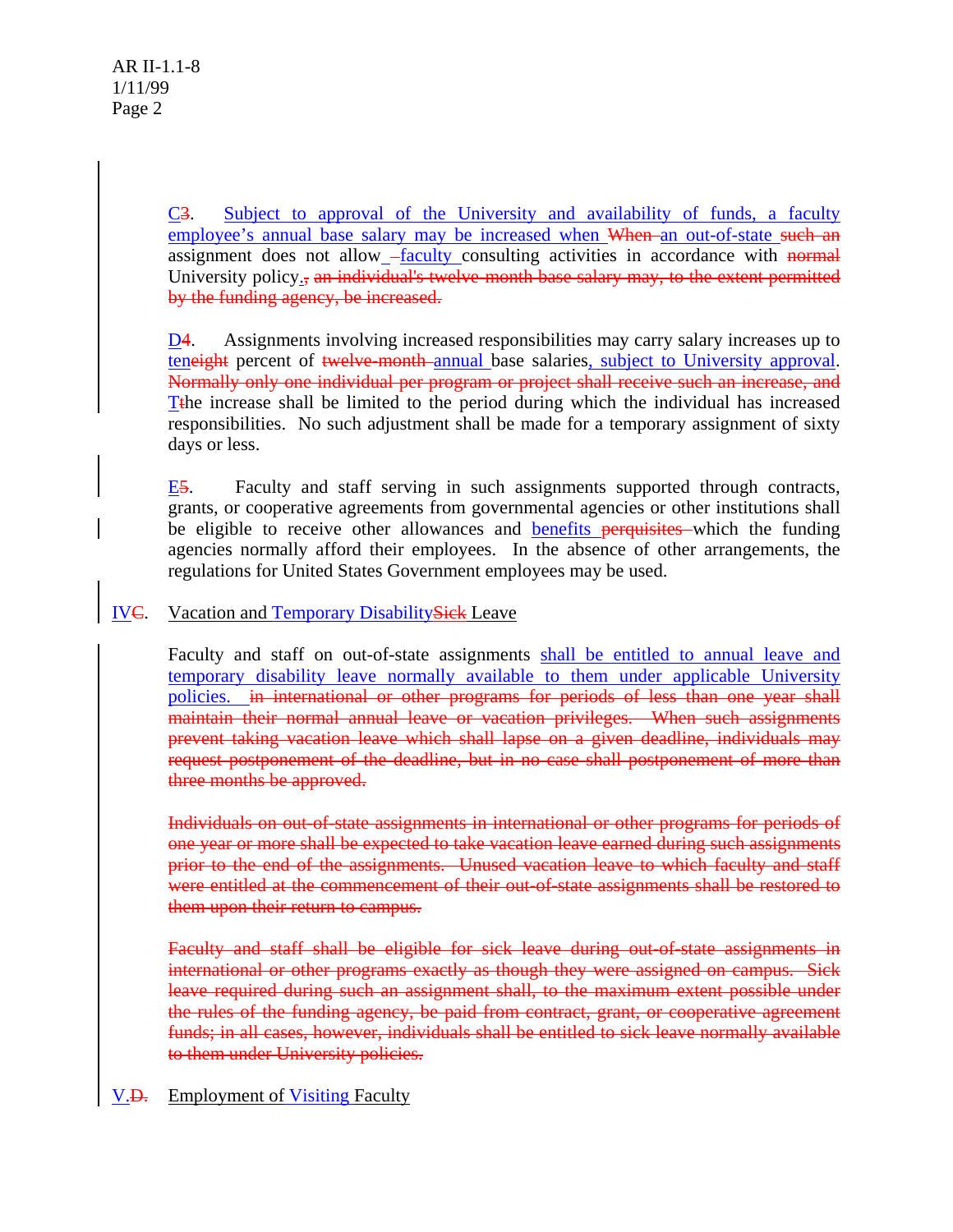C~~3~~. Subject to approval of the University and availability of funds, a faculty employee's annual base salary may be increased when ~~When~~ an out-of-state ~~such an~~ assignment does not allow faculty consulting activities in accordance with ~~normal~~ University policy.~~, an individual's twelve-month base salary may, to the extent permitted by the funding agency, be increased.~~

D~~4~~. Assignments involving increased responsibilities may carry salary increases up to ten~~eight~~ percent of ~~twelve-month~~ annual base salaries, subject to University approval. ~~Normally only one individual per program or project shall receive such an increase, and~~ T~~t~~he increase shall be limited to the period during which the individual has increased responsibilities. No such adjustment shall be made for a temporary assignment of sixty days or less.

E~~5~~. Faculty and staff serving in such assignments supported through contracts, grants, or cooperative agreements from governmental agencies or other institutions shall be eligible to receive other allowances and benefits ~~perquisites~~ which the funding agencies normally afford their employees. In the absence of other arrangements, the regulations for United States Government employees may be used.

## IV~~C~~. Vacation and Temporary Disability~~Sick~~ Leave

Faculty and staff on out-of-state assignments shall be entitled to annual leave and temporary disability leave normally available to them under applicable University policies. ~~in international or other programs for periods of less than one year shall maintain their normal annual leave or vacation privileges. When such assignments prevent taking vacation leave which shall lapse on a given deadline, individuals may request postponement of the deadline, but in no case shall postponement of more than three months be approved.~~

~~Individuals on out-of-state assignments in international or other programs for periods of one year or more shall be expected to take vacation leave earned during such assignments prior to the end of the assignments. Unused vacation leave to which faculty and staff were entitled at the commencement of their out-of-state assignments shall be restored to them upon their return to campus.~~

~~Faculty and staff shall be eligible for sick leave during out-of-state assignments in international or other programs exactly as though they were assigned on campus. Sick leave required during such an assignment shall, to the maximum extent possible under the rules of the funding agency, be paid from contract, grant, or cooperative agreement funds; in all cases, however, individuals shall be entitled to sick leave normally available to them under University policies.~~

## V.~~D.~~ Employment of Visiting Faculty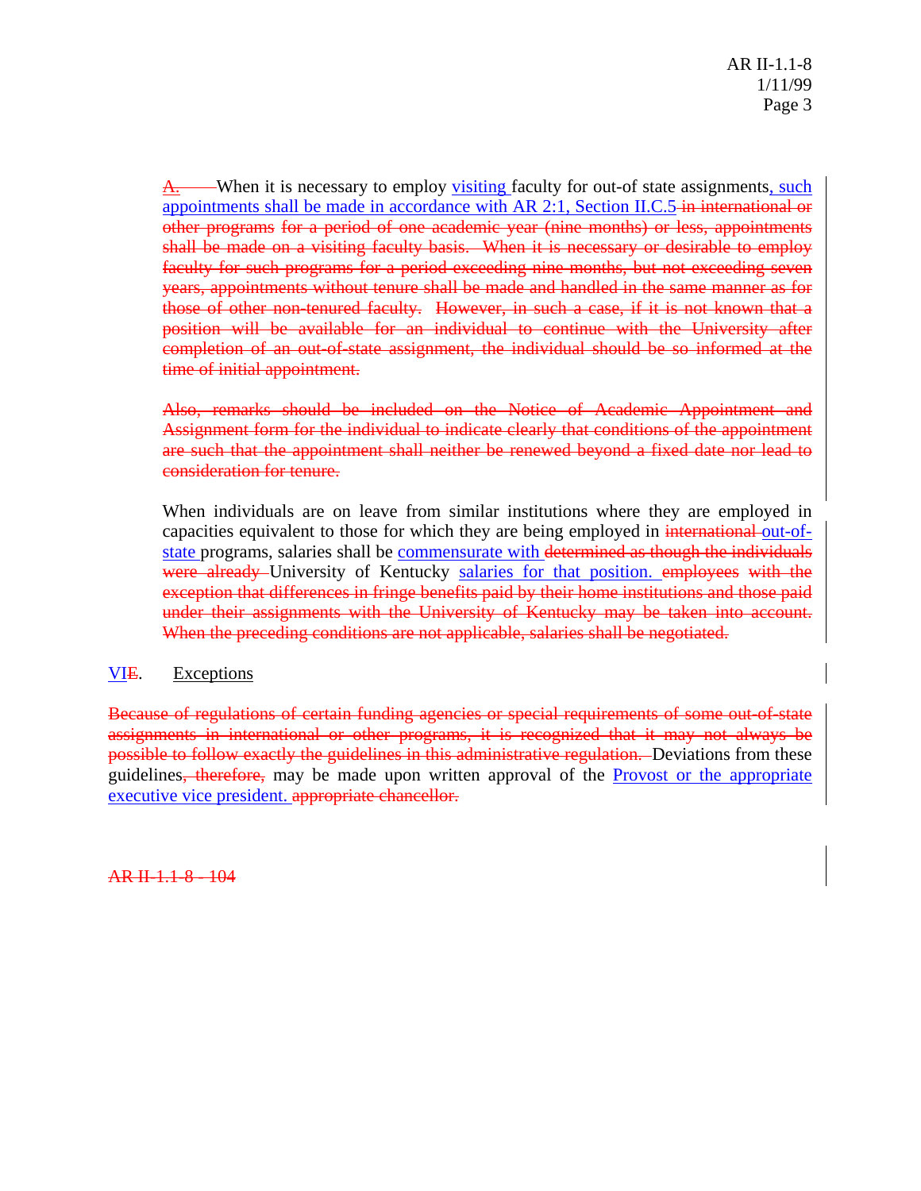~~A.~~ When it is necessary to employ visiting faculty for out-of state assignments, such appointments shall be made in accordance with AR 2:1, Section II.C.5 ~~in international or other programs for a period of one academic year (nine months) or less, appointments shall be made on a visiting faculty basis. When it is necessary or desirable to employ faculty for such programs for a period exceeding nine months, but not exceeding seven years, appointments without tenure shall be made and handled in the same manner as for those of other non-tenured faculty. However, in such a case, if it is not known that a position will be available for an individual to continue with the University after completion of an out-of-state assignment, the individual should be so informed at the time of initial appointment.~~

~~Also, remarks should be included on the Notice of Academic Appointment and Assignment form for the individual to indicate clearly that conditions of the appointment are such that the appointment shall neither be renewed beyond a fixed date nor lead to consideration for tenure.~~

When individuals are on leave from similar institutions where they are employed in capacities equivalent to those for which they are being employed in ~~international~~ out-of-state programs, salaries shall be commensurate with ~~determined as though the individuals were already~~ University of Kentucky salaries for that position. ~~employees with the exception that differences in fringe benefits paid by their home institutions and those paid under their assignments with the University of Kentucky may be taken into account. When the preceding conditions are not applicable, salaries shall be negotiated.~~

## VI~~E~~. Exceptions

~~Because of regulations of certain funding agencies or special requirements of some out-of-state assignments in international or other programs, it is recognized that it may not always be possible to follow exactly the guidelines in this administrative regulation.~~ Deviations from these guidelines~~, therefore,~~ may be made upon written approval of the Provost or the appropriate executive vice president. ~~appropriate chancellor.~~

~~AR II-1.1-8 - 104~~